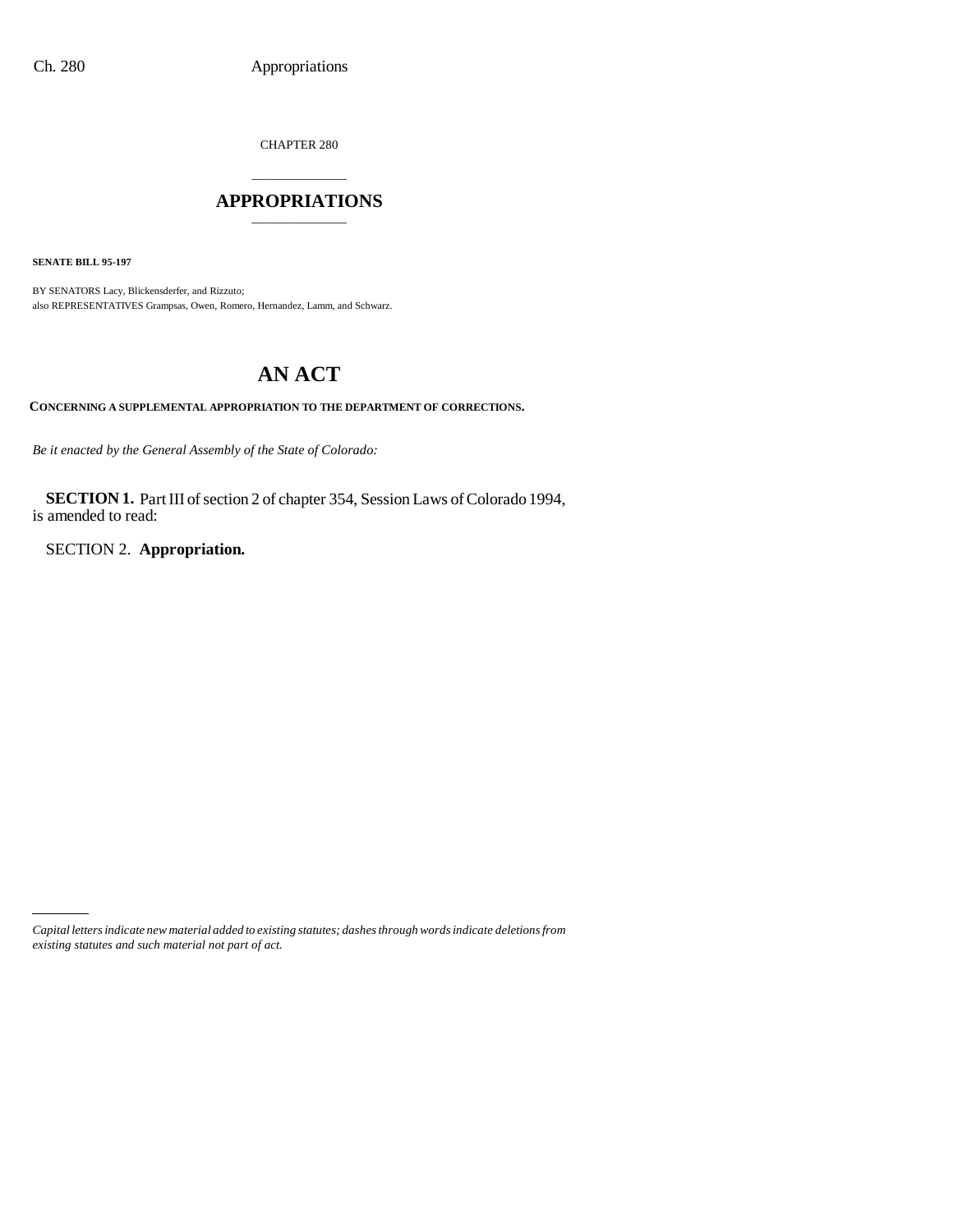CHAPTER 280

# APPROPRIATIONS

**SENATE BILL 95-197**

BY SENATORS Lacy, Blickensderfer, and Rizzuto;
also REPRESENTATIVES Grampsas, Owen, Romero, Hernandez, Lamm, and Schwarz.

## AN ACT

**CONCERNING A SUPPLEMENTAL APPROPRIATION TO THE DEPARTMENT OF CORRECTIONS.**

*Be it enacted by the General Assembly of the State of Colorado:*

**SECTION 1.** Part III of section 2 of chapter 354, Session Laws of Colorado 1994, is amended to read:

SECTION 2. **Appropriation.**

*Capital letters indicate new material added to existing statutes; dashes through words indicate deletions from existing statutes and such material not part of act.*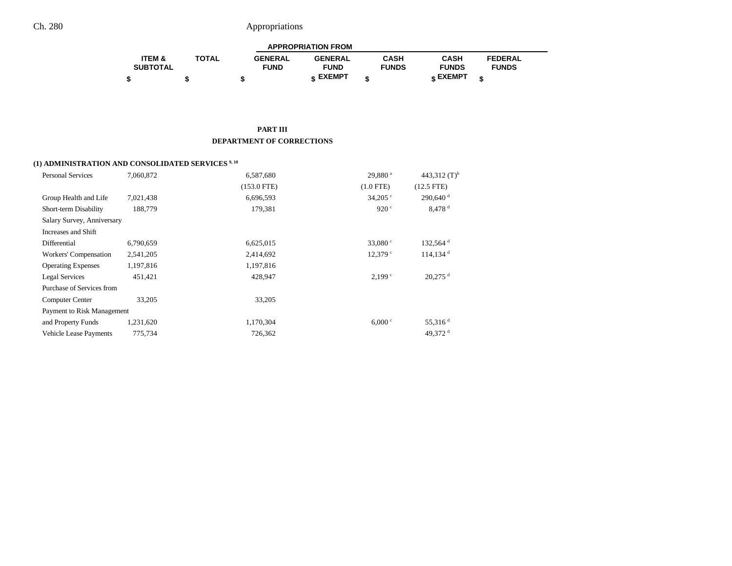| | ITEM & SUBTOTAL | TOTAL | APPROPRIATION FROM GENERAL FUND | GENERAL FUND EXEMPT | CASH FUNDS | CASH FUNDS EXEMPT | FEDERAL FUNDS |
|---|---|---|---|---|---|---|---|
| | $ | $ | $ | $ | $ | $ | $ |

## PART III
## DEPARTMENT OF CORRECTIONS

### (1) ADMINISTRATION AND CONSOLIDATED SERVICES [9, 10]

| | ITEM & SUBTOTAL | TOTAL | GENERAL FUND | GENERAL FUND EXEMPT | CASH FUNDS | CASH FUNDS EXEMPT | FEDERAL FUNDS |
|---|---|---|---|---|---|---|---|
| Personal Services | 7,060,872 | | 6,587,680 | | 29,880 [a] | 443,312 (T)[b] | |
| | | | (153.0 FTE) | | (1.0 FTE) | (12.5 FTE) | |
| Group Health and Life | 7,021,438 | | 6,696,593 | | 34,205 [c] | 290,640 [d] | |
| Short-term Disability | 188,779 | | 179,381 | | 920 [c] | 8,478 [d] | |
| Salary Survey, Anniversary Increases and Shift Differential | 6,790,659 | | 6,625,015 | | 33,080 [c] | 132,564 [d] | |
| Workers' Compensation | 2,541,205 | | 2,414,692 | | 12,379 [c] | 114,134 [d] | |
| Operating Expenses | 1,197,816 | | 1,197,816 | | | | |
| Legal Services | 451,421 | | 428,947 | | 2,199 [c] | 20,275 [d] | |
| Purchase of Services from Computer Center | 33,205 | | 33,205 | | | | |
| Payment to Risk Management and Property Funds | 1,231,620 | | 1,170,304 | | 6,000 [c] | 55,316 [d] | |
| Vehicle Lease Payments | 775,734 | | 726,362 | | | 49,372 [d] | |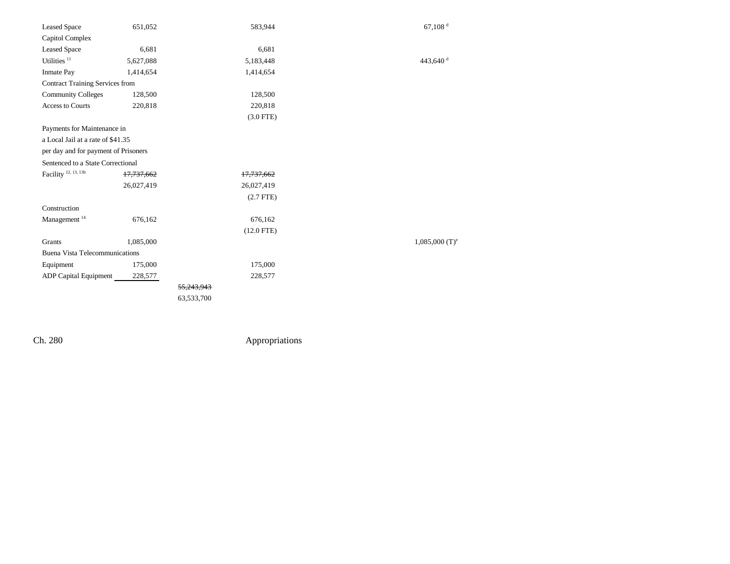| | | | | |
|---|---|---|---|---|
| Leased Space | 651,052 | | 583,944 | 67,108[d] |
| Capitol Complex | | | | |
| Leased Space | 6,681 | | 6,681 | |
| Utilities[11] | 5,627,088 | | 5,183,448 | 443,640[d] |
| Inmate Pay | 1,414,654 | | 1,414,654 | |
| Contract Training Services from | | | | |
| Community Colleges | 128,500 | | 128,500 | |
| Access to Courts | 220,818 | | 220,818 | |
| | | | (3.0 FTE) | |
| Payments for Maintenance in | | | | |
| a Local Jail at a rate of $41.35 | | | | |
| per day and for payment of Prisoners | | | | |
| Sentenced to a State Correctional | | | | |
| Facility[12, 13, 13b] | ~~17,737,662~~ | | ~~17,737,662~~ | |
| | 26,027,419 | | 26,027,419 | |
| | | | (2.7 FTE) | |
| Construction | | | | |
| Management[14] | 676,162 | | 676,162 | |
| | | | (12.0 FTE) | |
| Grants | 1,085,000 | | | 1,085,000 (T)[e] |
| Buena Vista Telecommunications | | | | |
| Equipment | 175,000 | | 175,000 | |
| ADP Capital Equipment | 228,577 | | 228,577 | |
| | | ~~55,243,943~~ | | |
| | | 63,533,700 | | |

Ch. 280 Appropriations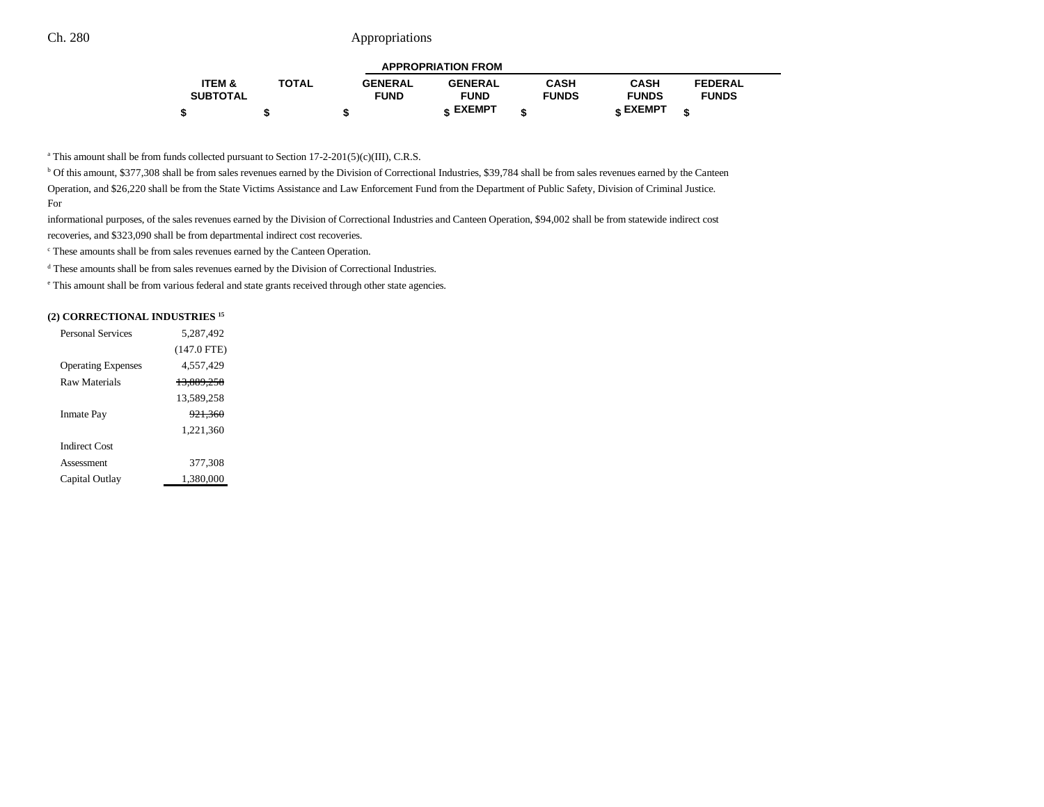| | ITEM & SUBTOTAL | TOTAL | APPROPRIATION FROM | | | | |
|---|---|---|---|---|---|---|---|
| | | | GENERAL FUND | GENERAL FUND EXEMPT | CASH FUNDS | CASH FUNDS EXEMPT | FEDERAL FUNDS |
| | $ | $ | $ | $ | $ | $ | $ |

[a] This amount shall be from funds collected pursuant to Section 17-2-201(5)(c)(III), C.R.S.

[b] Of this amount, $377,308 shall be from sales revenues earned by the Division of Correctional Industries, $39,784 shall be from sales revenues earned by the Canteen Operation, and $26,220 shall be from the State Victims Assistance and Law Enforcement Fund from the Department of Public Safety, Division of Criminal Justice. For informational purposes, of the sales revenues earned by the Division of Correctional Industries and Canteen Operation, $94,002 shall be from statewide indirect cost recoveries, and $323,090 shall be from departmental indirect cost recoveries.

[c] These amounts shall be from sales revenues earned by the Canteen Operation.

[d] These amounts shall be from sales revenues earned by the Division of Correctional Industries.

[e] This amount shall be from various federal and state grants received through other state agencies.

**(2) CORRECTIONAL INDUSTRIES [15]**

| | ITEM & SUBTOTAL |
|---|---|
| Personal Services | 5,287,492 |
| | (147.0 FTE) |
| Operating Expenses | 4,557,429 |
| Raw Materials | ~~13,089,258~~ |
| | 13,589,258 |
| Inmate Pay | ~~921,360~~ |
| | 1,221,360 |
| Indirect Cost Assessment | 377,308 |
| Capital Outlay | 1,380,000 |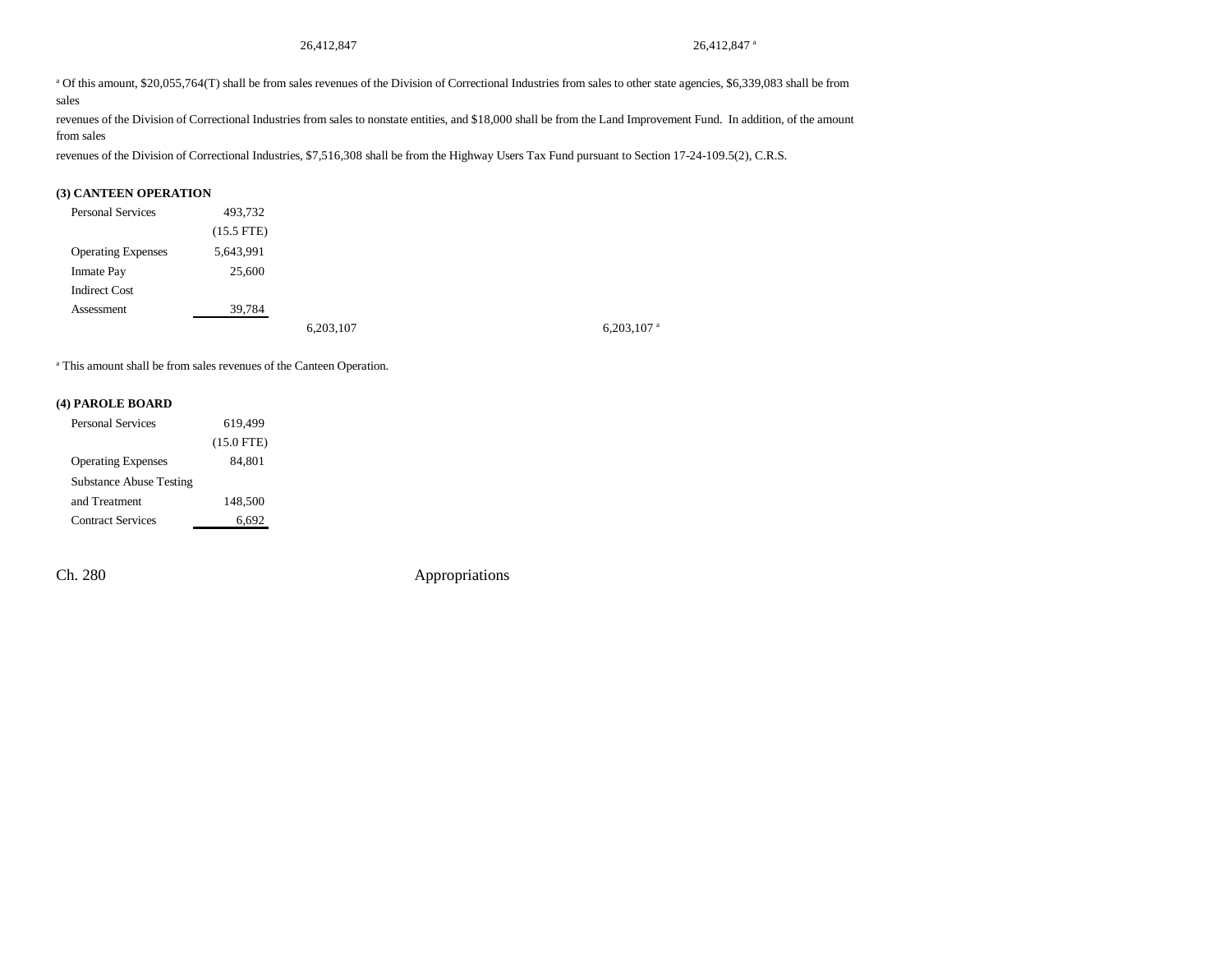26,412,847 | 26,412,847[a]

[a] Of this amount, $20,055,764(T) shall be from sales revenues of the Division of Correctional Industries from sales to other state agencies, $6,339,083 shall be from sales revenues of the Division of Correctional Industries from sales to nonstate entities, and $18,000 shall be from the Land Improvement Fund. In addition, of the amount from sales revenues of the Division of Correctional Industries, $7,516,308 shall be from the Highway Users Tax Fund pursuant to Section 17-24-109.5(2), C.R.S.

**(3) CANTEEN OPERATION**

| | | | |
|---|---|---|---|
| Personal Services | 493,732 | | |
| | (15.5 FTE) | | |
| Operating Expenses | 5,643,991 | | |
| Inmate Pay | 25,600 | | |
| Indirect Cost Assessment | 39,784 | | |
| | | 6,203,107 | 6,203,107[a] |

[a] This amount shall be from sales revenues of the Canteen Operation.

**(4) PAROLE BOARD**

| | |
|---|---|
| Personal Services | 619,499 |
| | (15.0 FTE) |
| Operating Expenses | 84,801 |
| Substance Abuse Testing and Treatment | 148,500 |
| Contract Services | 6,692 |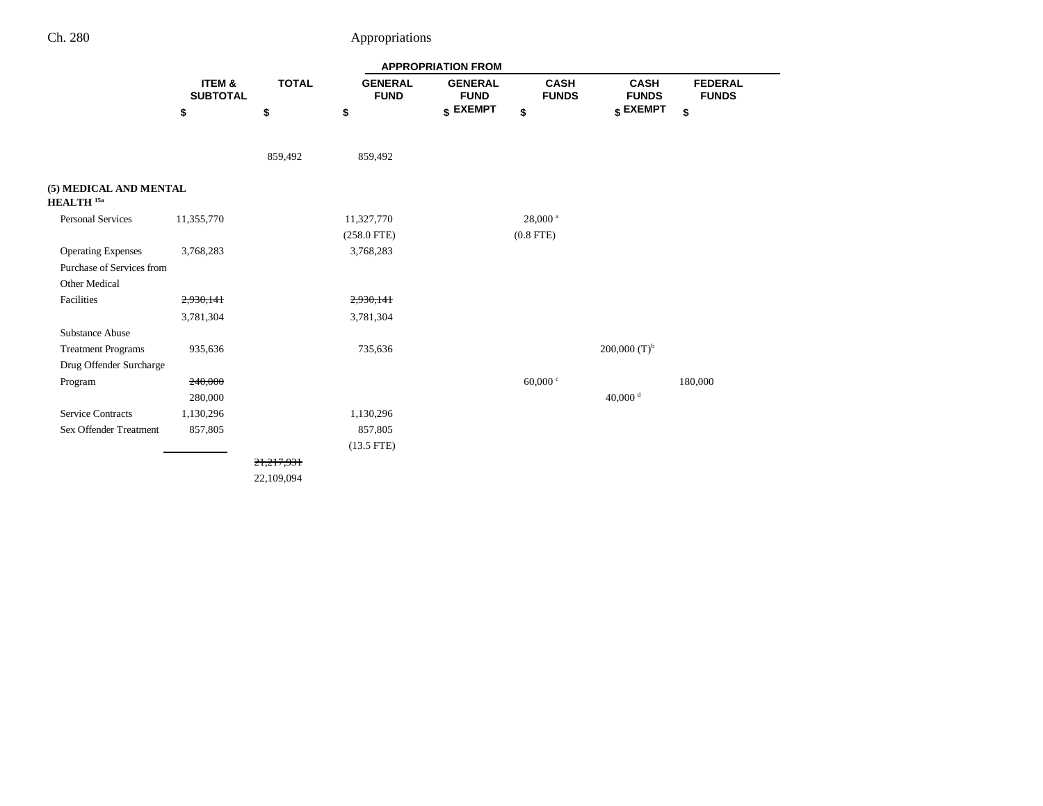| | ITEM & SUBTOTAL | TOTAL | APPROPRIATION FROM GENERAL FUND | GENERAL FUND EXEMPT | CASH FUNDS | CASH FUNDS EXEMPT | FEDERAL FUNDS |
|---|---|---|---|---|---|---|---|
| | $ | $ | $ | $ | $ | $ | $ |
| | | 859,492 | 859,492 | | | | |
| **(5) MEDICAL AND MENTAL HEALTH** [15a] | | | | | | | |
| Personal Services | 11,355,770 | | 11,327,770 | | 28,000 [a] | | |
| | | | (258.0 FTE) | | (0.8 FTE) | | |
| Operating Expenses | 3,768,283 | | 3,768,283 | | | | |
| Purchase of Services from Other Medical Facilities | ~~2,930,141~~ | | ~~2,930,141~~ | | | | |
| | 3,781,304 | | 3,781,304 | | | | |
| Substance Abuse Treatment Programs | 935,636 | | 735,636 | | | 200,000 (T)[b] | |
| Drug Offender Surcharge Program | ~~240,000~~ | | | | 60,000 [c] | | 180,000 |
| | 280,000 | | | | | 40,000 [d] | |
| Service Contracts | 1,130,296 | | 1,130,296 | | | | |
| Sex Offender Treatment | 857,805 | | 857,805 | | | | |
| | | | (13.5 FTE) | | | | |
| | | ~~21,217,931~~ | | | | | |
| | | 22,109,094 | | | | | |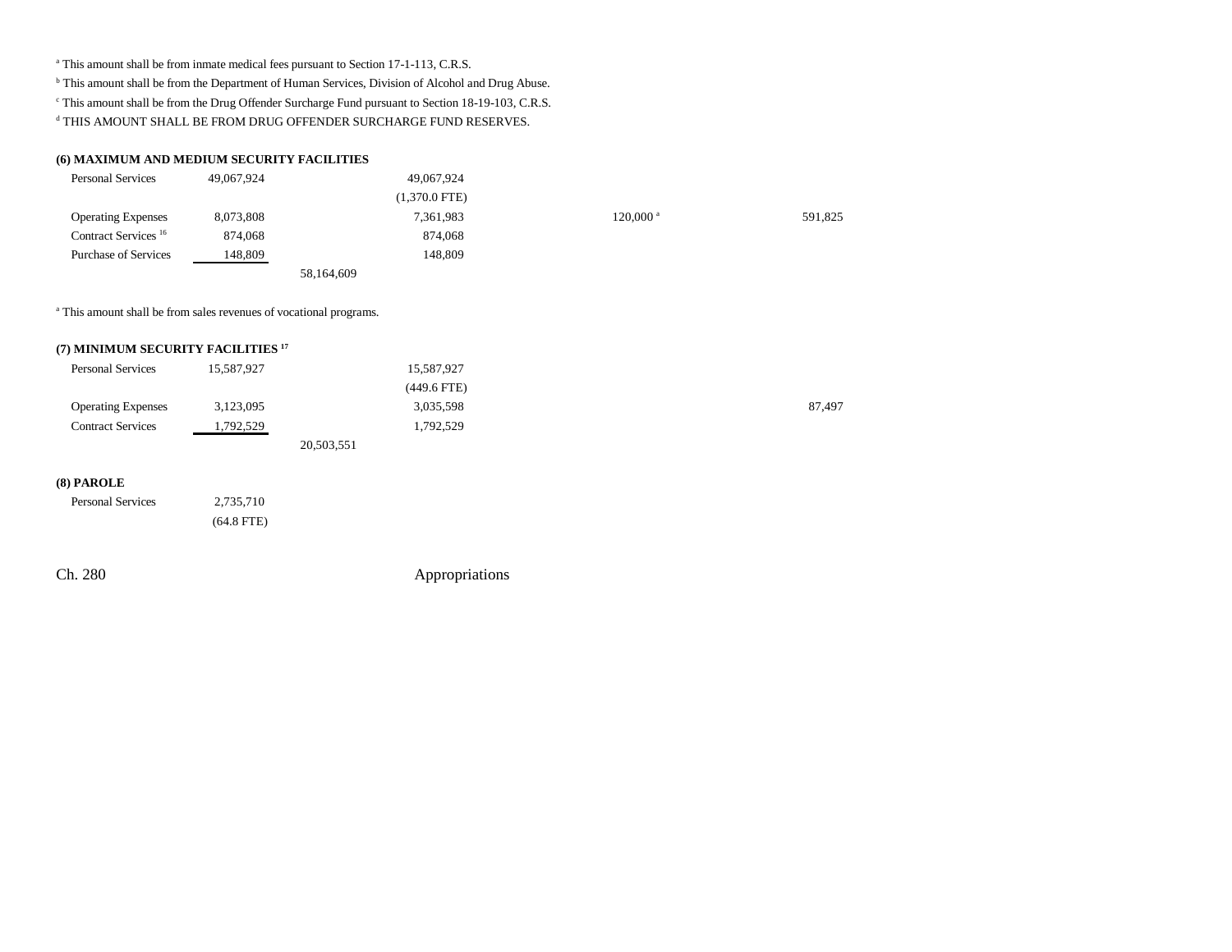[a] This amount shall be from inmate medical fees pursuant to Section 17-1-113, C.R.S.

[b] This amount shall be from the Department of Human Services, Division of Alcohol and Drug Abuse.

[c] This amount shall be from the Drug Offender Surcharge Fund pursuant to Section 18-19-103, C.R.S.

[d] THIS AMOUNT SHALL BE FROM DRUG OFFENDER SURCHARGE FUND RESERVES.

**(6) MAXIMUM AND MEDIUM SECURITY FACILITIES**

| | | | | | | |
|---|---|---|---|---|---|---|
| Personal Services | 49,067,924 | | 49,067,924 | | | |
| | | | (1,370.0 FTE) | | | |
| Operating Expenses | 8,073,808 | | 7,361,983 | | 120,000[a] | 591,825 |
| Contract Services[16] | 874,068 | | 874,068 | | | |
| Purchase of Services | 148,809 | | 148,809 | | | |
| | | 58,164,609 | | | | |

[a] This amount shall be from sales revenues of vocational programs.

**(7) MINIMUM SECURITY FACILITIES[17]**

| | | | | | | |
|---|---|---|---|---|---|---|
| Personal Services | 15,587,927 | | 15,587,927 | | | |
| | | | (449.6 FTE) | | | |
| Operating Expenses | 3,123,095 | | 3,035,598 | | | 87,497 |
| Contract Services | 1,792,529 | | 1,792,529 | | | |
| | | 20,503,551 | | | | |

**(8) PAROLE**

| | | | | | | |
|---|---|---|---|---|---|---|
| Personal Services | 2,735,710 | | | | | |
| | (64.8 FTE) | | | | | |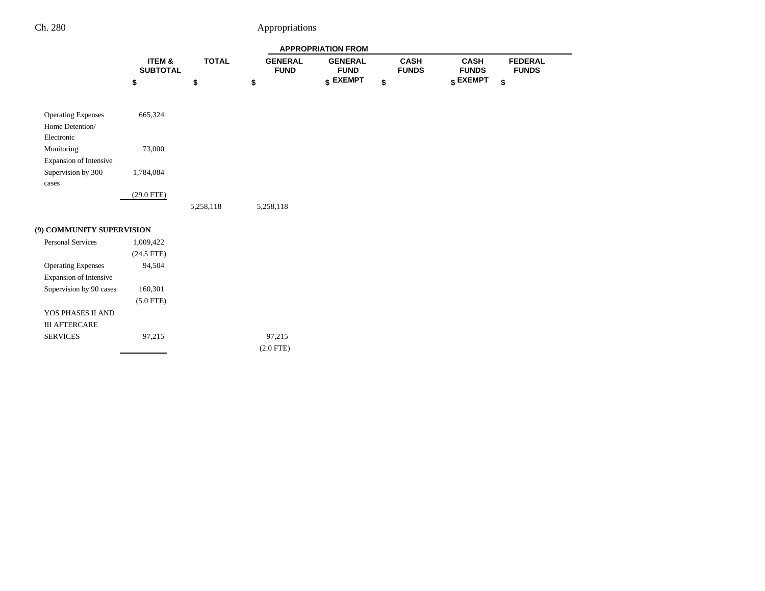| | ITEM & SUBTOTAL | TOTAL | APPROPRIATION FROM GENERAL FUND | GENERAL FUND EXEMPT | CASH FUNDS | CASH FUNDS EXEMPT | FEDERAL FUNDS |
|---|---|---|---|---|---|---|---|
| | $ | $ | $ | $ | $ | $ | $ |
| Operating Expenses | 665,324 | | | | | | |
| Home Detention/ Electronic Monitoring | 73,000 | | | | | | |
| Expansion of Intensive Supervision by 300 cases | 1,784,084 | | | | | | |
| | (29.0 FTE) | | | | | | |
| | | 5,258,118 | 5,258,118 | | | | |
| **(9) COMMUNITY SUPERVISION** | | | | | | | |
| Personal Services | 1,009,422 | | | | | | |
| | (24.5 FTE) | | | | | | |
| Operating Expenses | 94,504 | | | | | | |
| Expansion of Intensive Supervision by 90 cases | 160,301 | | | | | | |
| | (5.0 FTE) | | | | | | |
| YOS PHASES II AND III AFTERCARE SERVICES | 97,215 | | 97,215 | | | | |
| | | | (2.0 FTE) | | | | |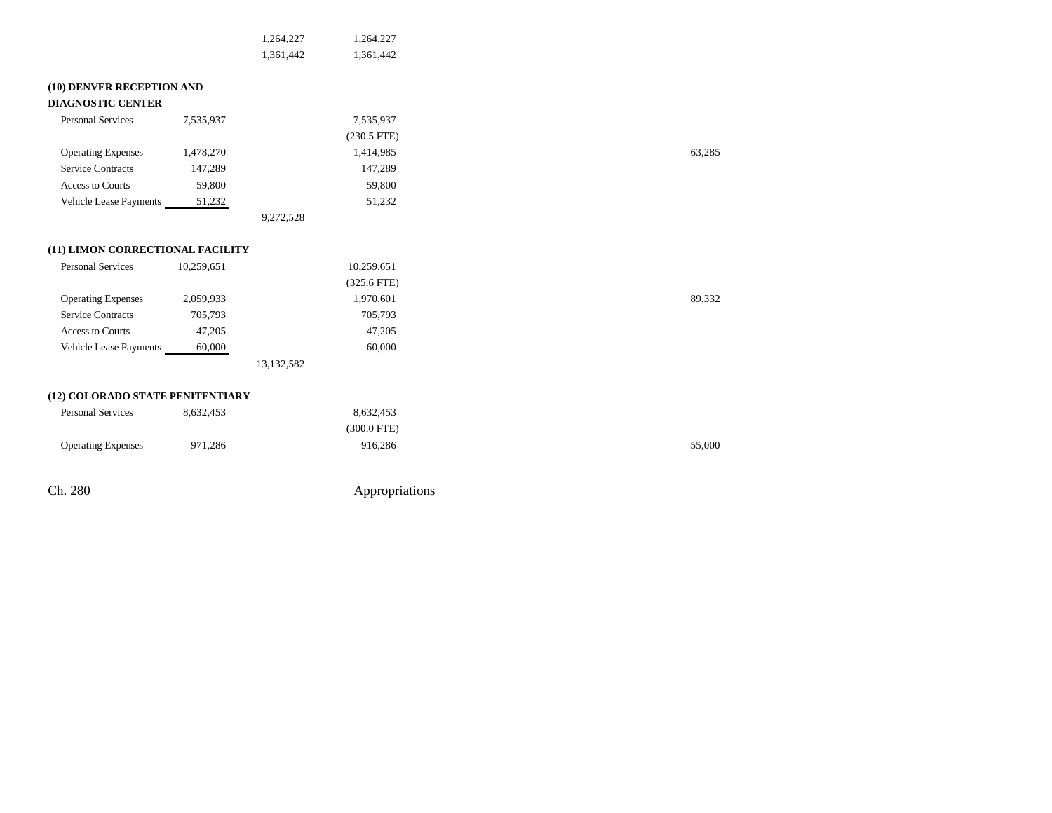| | | | | | | | | |
|---|---|---|---|---|---|---|---|---|
| | | ~~1,264,227~~ | ~~1,264,227~~ | | | | | |
| | | 1,361,442 | 1,361,442 | | | | | |
| **(10) DENVER RECEPTION AND DIAGNOSTIC CENTER** | | | | | | | | |
| Personal Services | 7,535,937 | | 7,535,937 | | | | | |
| | | | (230.5 FTE) | | | | | |
| Operating Expenses | 1,478,270 | | 1,414,985 | | | | 63,285 | |
| Service Contracts | 147,289 | | 147,289 | | | | | |
| Access to Courts | 59,800 | | 59,800 | | | | | |
| Vehicle Lease Payments | 51,232 | | 51,232 | | | | | |
| | | 9,272,528 | | | | | | |
| **(11) LIMON CORRECTIONAL FACILITY** | | | | | | | | |
| Personal Services | 10,259,651 | | 10,259,651 | | | | | |
| | | | (325.6 FTE) | | | | | |
| Operating Expenses | 2,059,933 | | 1,970,601 | | | | 89,332 | |
| Service Contracts | 705,793 | | 705,793 | | | | | |
| Access to Courts | 47,205 | | 47,205 | | | | | |
| Vehicle Lease Payments | 60,000 | | 60,000 | | | | | |
| | | 13,132,582 | | | | | | |
| **(12) COLORADO STATE PENITENTIARY** | | | | | | | | |
| Personal Services | 8,632,453 | | 8,632,453 | | | | | |
| | | | (300.0 FTE) | | | | | |
| Operating Expenses | 971,286 | | 916,286 | | | | 55,000 | |

Ch. 280 Appropriations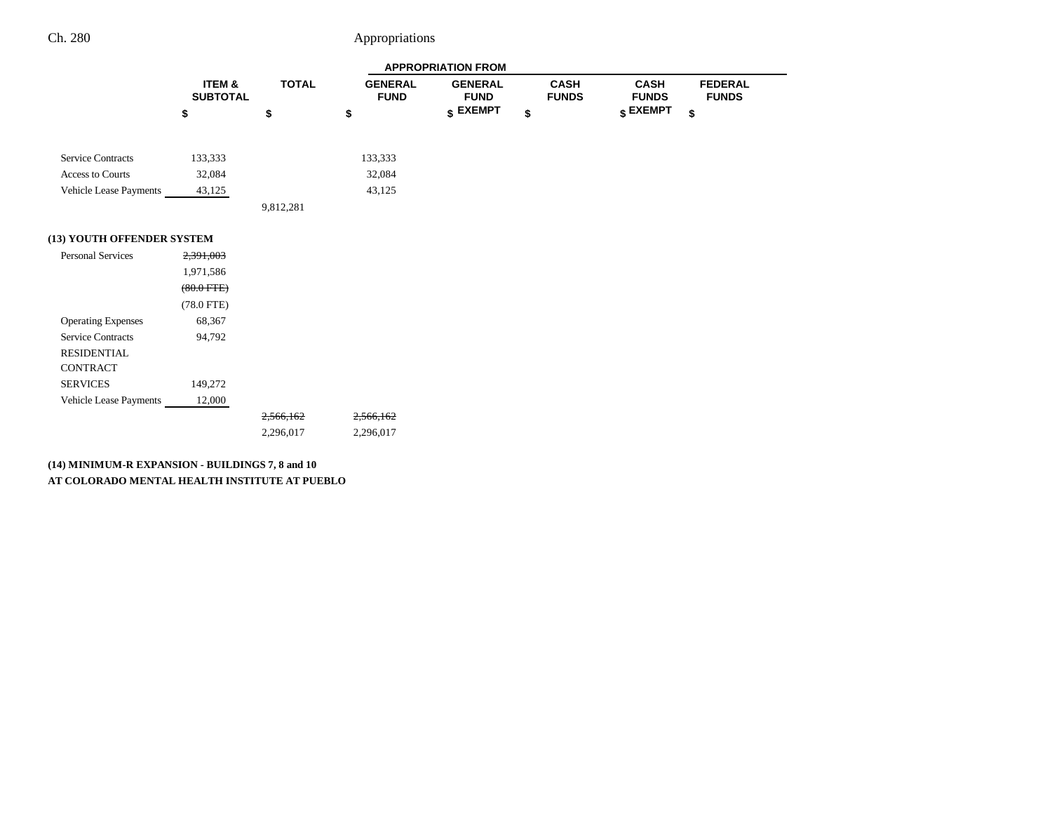| | ITEM & SUBTOTAL | TOTAL | APPROPRIATION FROM | | | | |
|---|---|---|---|---|---|---|---|
| | | | GENERAL FUND | GENERAL FUND EXEMPT | CASH FUNDS | CASH FUNDS EXEMPT | FEDERAL FUNDS |
| | $ | $ | $ | $ | $ | $ | $ |
| Service Contracts | 133,333 | | 133,333 | | | | |
| Access to Courts | 32,084 | | 32,084 | | | | |
| Vehicle Lease Payments | 43,125 | | 43,125 | | | | |
| | | 9,812,281 | | | | | |
| **(13) YOUTH OFFENDER SYSTEM** | | | | | | | |
| Personal Services | ~~2,391,003~~ | | | | | | |
| | 1,971,586 | | | | | | |
| | ~~(80.0 FTE)~~ | | | | | | |
| | (78.0 FTE) | | | | | | |
| Operating Expenses | 68,367 | | | | | | |
| Service Contracts | 94,792 | | | | | | |
| RESIDENTIAL CONTRACT SERVICES | 149,272 | | | | | | |
| Vehicle Lease Payments | 12,000 | | | | | | |
| | | ~~2,566,162~~ | ~~2,566,162~~ | | | | |
| | | 2,296,017 | 2,296,017 | | | | |

**(14) MINIMUM-R EXPANSION - BUILDINGS 7, 8 and 10 AT COLORADO MENTAL HEALTH INSTITUTE AT PUEBLO**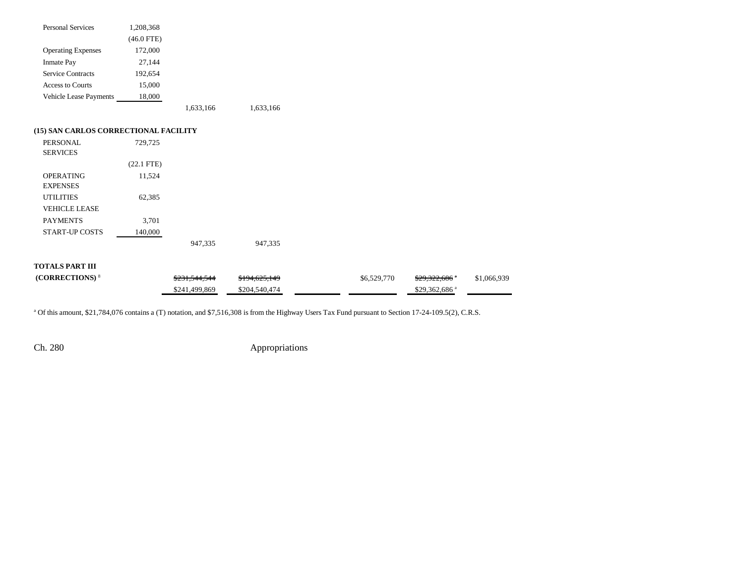| | | | | | | | |
|---|---|---|---|---|---|---|---|
| Personal Services | 1,208,368 | | | | | | |
| | (46.0 FTE) | | | | | | |
| Operating Expenses | 172,000 | | | | | | |
| Inmate Pay | 27,144 | | | | | | |
| Service Contracts | 192,654 | | | | | | |
| Access to Courts | 15,000 | | | | | | |
| Vehicle Lease Payments | 18,000 | | | | | | |
| | | 1,633,166 | 1,633,166 | | | | |
| **(15) SAN CARLOS CORRECTIONAL FACILITY** | | | | | | | |
| PERSONAL SERVICES | 729,725 | | | | | | |
| | (22.1 FTE) | | | | | | |
| OPERATING EXPENSES | 11,524 | | | | | | |
| UTILITIES | 62,385 | | | | | | |
| VEHICLE LEASE PAYMENTS | 3,701 | | | | | | |
| START-UP COSTS | 140,000 | | | | | | |
| | | 947,335 | 947,335 | | | | |
| **TOTALS PART III (CORRECTIONS)** [8] | | ~~$231,544,544~~ | ~~$194,625,149~~ | | $6,529,770 | ~~$29,322,686~~ [a] | $1,066,939 |
| | | $241,499,869 | $204,540,474 | | | $29,362,686 [a] | |

[a] Of this amount, $21,784,076 contains a (T) notation, and $7,516,308 is from the Highway Users Tax Fund pursuant to Section 17-24-109.5(2), C.R.S.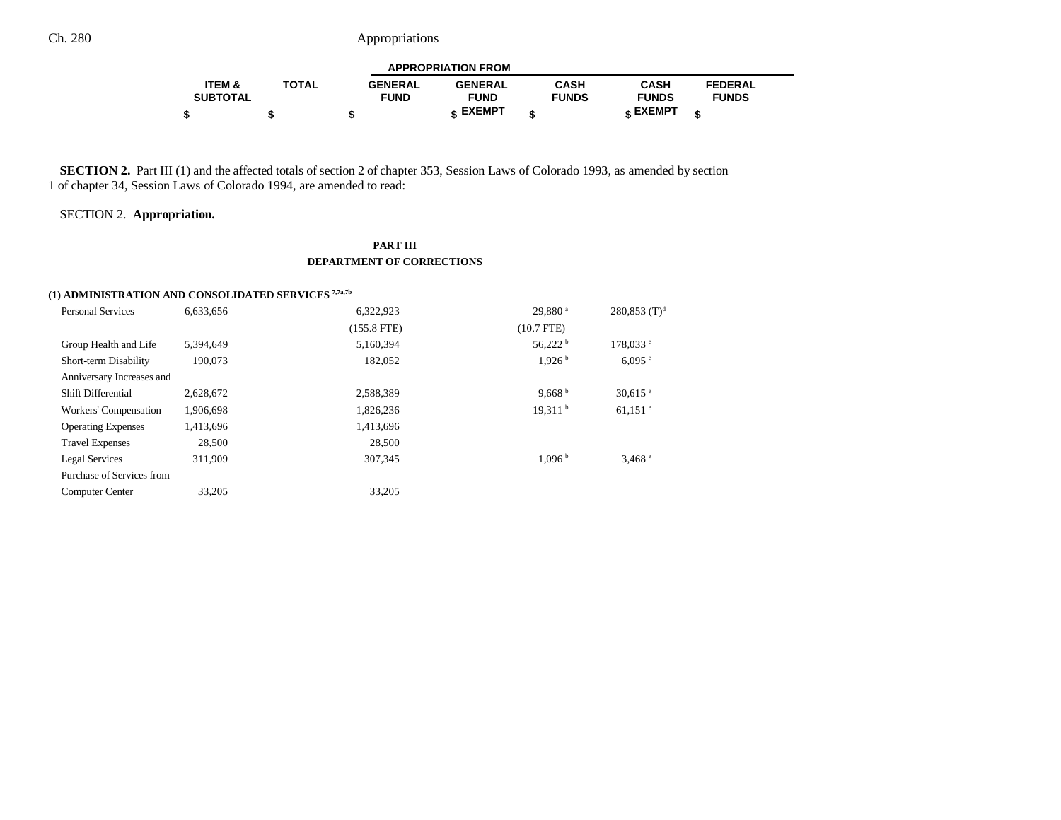**SECTION 2.** Part III (1) and the affected totals of section 2 of chapter 353, Session Laws of Colorado 1993, as amended by section 1 of chapter 34, Session Laws of Colorado 1994, are amended to read:

SECTION 2. **Appropriation.**

## PART III
## DEPARTMENT OF CORRECTIONS

### (1) ADMINISTRATION AND CONSOLIDATED SERVICES [7,7a,7b]

| | ITEM & SUBTOTAL | TOTAL | APPROPRIATION FROM GENERAL FUND | GENERAL FUND EXEMPT | CASH FUNDS | CASH FUNDS EXEMPT | FEDERAL FUNDS |
|---|---|---|---|---|---|---|---|
| | $ | $ | $ | $ | $ | $ | $ |
| Personal Services | 6,633,656 | | 6,322,923 | | 29,880 [a] | 280,853 (T)[d] | |
| | | | (155.8 FTE) | | (10.7 FTE) | | |
| Group Health and Life | 5,394,649 | | 5,160,394 | | 56,222 [b] | 178,033 [e] | |
| Short-term Disability | 190,073 | | 182,052 | | 1,926 [b] | 6,095 [e] | |
| Anniversary Increases and Shift Differential | 2,628,672 | | 2,588,389 | | 9,668 [b] | 30,615 [e] | |
| Workers' Compensation | 1,906,698 | | 1,826,236 | | 19,311 [b] | 61,151 [e] | |
| Operating Expenses | 1,413,696 | | 1,413,696 | | | | |
| Travel Expenses | 28,500 | | 28,500 | | | | |
| Legal Services | 311,909 | | 307,345 | | 1,096 [b] | 3,468 [e] | |
| Purchase of Services from Computer Center | 33,205 | | 33,205 | | | | |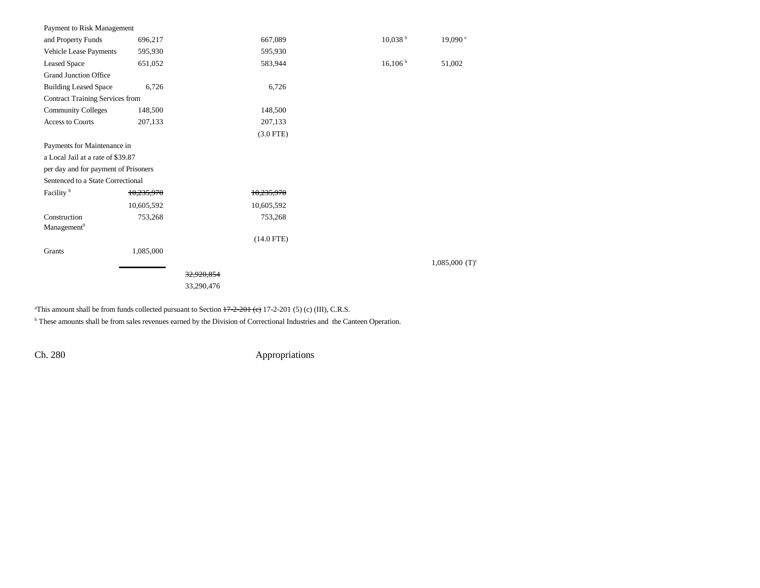| | | | | | | |
|---|---|---|---|---|---|---|
| Payment to Risk Management and Property Funds | 696,217 | | 667,089 | | 10,038 [b] | 19,090 [e] |
| Vehicle Lease Payments | 595,930 | | 595,930 | | | |
| Leased Space | 651,052 | | 583,944 | | 16,106 [b] | 51,002 |
| Grand Junction Office Building Leased Space | 6,726 | | 6,726 | | | |
| Contract Training Services from Community Colleges | 148,500 | | 148,500 | | | |
| Access to Courts | 207,133 | | 207,133 | | | |
| | | | (3.0 FTE) | | | |
| Payments for Maintenance in a Local Jail at a rate of $39.87 per day and for payment of Prisoners Sentenced to a State Correctional Facility [8] | ~~10,235,970~~ 10,605,592 | | ~~10,235,970~~ 10,605,592 | | | |
| Construction Management[9] | 753,268 | | 753,268 | | | |
| | | | (14.0 FTE) | | | |
| Grants | 1,085,000 | | | | | 1,085,000 (T)[c] |
| | | ~~32,920,854~~ 33,290,476 | | | | |

[a] This amount shall be from funds collected pursuant to Section ~~17-2-201 (c)~~ 17-2-201 (5) (c) (III), C.R.S.

[b] These amounts shall be from sales revenues earned by the Division of Correctional Industries and the Canteen Operation.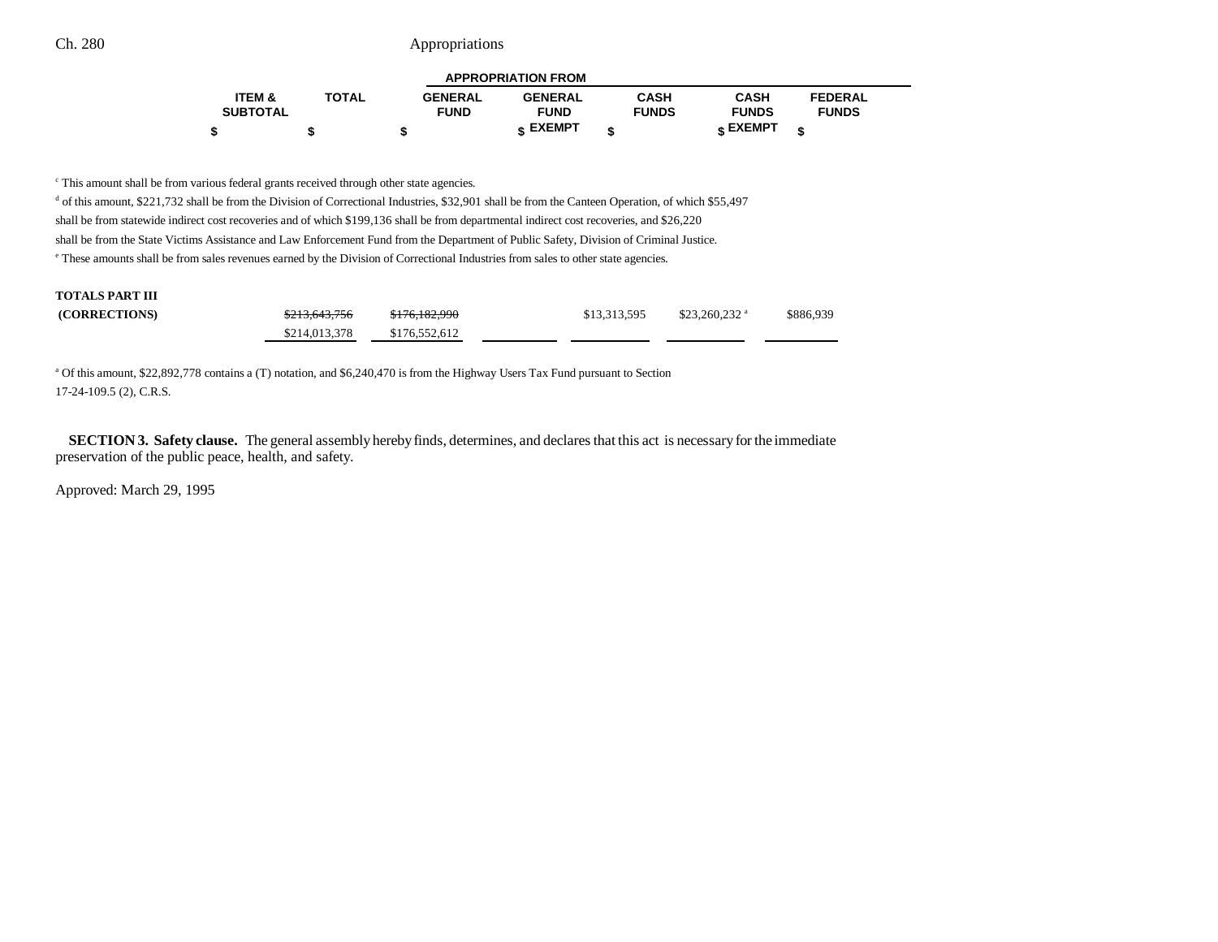| | ITEM & SUBTOTAL | TOTAL | GENERAL FUND | GENERAL FUND EXEMPT | CASH FUNDS | CASH FUNDS EXEMPT | FEDERAL FUNDS |
|---|---|---|---|---|---|---|---|
| | $ | $ | $ | $ | $ | $ | $ |

[c] This amount shall be from various federal grants received through other state agencies.

[d] of this amount, $221,732 shall be from the Division of Correctional Industries, $32,901 shall be from the Canteen Operation, of which $55,497 shall be from statewide indirect cost recoveries and of which $199,136 shall be from departmental indirect cost recoveries, and $26,220 shall be from the State Victims Assistance and Law Enforcement Fund from the Department of Public Safety, Division of Criminal Justice.

[e] These amounts shall be from sales revenues earned by the Division of Correctional Industries from sales to other state agencies.

| | ITEM & SUBTOTAL | TOTAL | GENERAL FUND | GENERAL FUND EXEMPT | CASH FUNDS | CASH FUNDS EXEMPT | FEDERAL FUNDS |
|---|---|---|---|---|---|---|---|
| **TOTALS PART III (CORRECTIONS)** | | ~~$213,643,756~~ $214,013,378 | ~~$176,182,990~~ $176,552,612 | | $13,313,595 | $23,260,232[a] | $886,939 |

[a] Of this amount, $22,892,778 contains a (T) notation, and $6,240,470 is from the Highway Users Tax Fund pursuant to Section 17-24-109.5 (2), C.R.S.

**SECTION 3. Safety clause.** The general assembly hereby finds, determines, and declares that this act is necessary for the immediate preservation of the public peace, health, and safety.

Approved: March 29, 1995